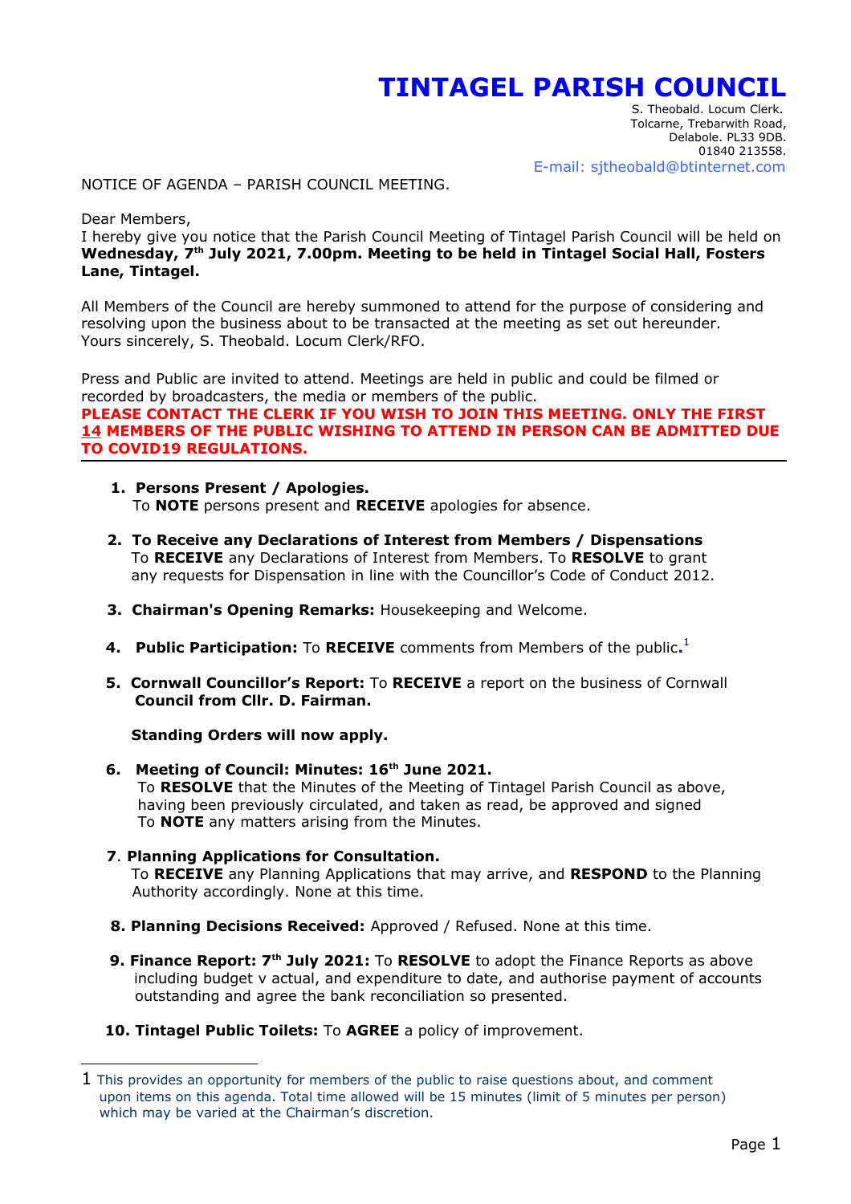# TINTAGEL PARISH COUNCIL

S. Theobald. Locum Clerk.
Tolcarne, Trebarwith Road,
Delabole. PL33 9DB.
01840 213558.
E-mail: sjtheobald@btinternet.com

NOTICE OF AGENDA – PARISH COUNCIL MEETING.

Dear Members,
I hereby give you notice that the Parish Council Meeting of Tintagel Parish Council will be held on **Wednesday, 7th July 2021, 7.00pm. Meeting to be held in Tintagel Social Hall, Fosters Lane, Tintagel.**

All Members of the Council are hereby summoned to attend for the purpose of considering and resolving upon the business about to be transacted at the meeting as set out hereunder.
Yours sincerely, S. Theobald. Locum Clerk/RFO.

Press and Public are invited to attend. Meetings are held in public and could be filmed or recorded by broadcasters, the media or members of the public.
**PLEASE CONTACT THE CLERK IF YOU WISH TO JOIN THIS MEETING. ONLY THE FIRST 14 MEMBERS OF THE PUBLIC WISHING TO ATTEND IN PERSON CAN BE ADMITTED DUE TO COVID19 REGULATIONS.**

---

1. **Persons Present / Apologies.**
   To **NOTE** persons present and **RECEIVE** apologies for absence.

2. **To Receive any Declarations of Interest from Members / Dispensations**
   To **RECEIVE** any Declarations of Interest from Members. To **RESOLVE** to grant any requests for Dispensation in line with the Councillor's Code of Conduct 2012.

3. **Chairman's Opening Remarks:** Housekeeping and Welcome.

4. **Public Participation:** To **RECEIVE** comments from Members of the public.[1]

5. **Cornwall Councillor's Report:** To **RECEIVE** a report on the business of Cornwall **Council from Cllr. D. Fairman.**

   **Standing Orders will now apply.**

6. **Meeting of Council: Minutes: 16th June 2021.**
   To **RESOLVE** that the Minutes of the Meeting of Tintagel Parish Council as above, having been previously circulated, and taken as read, be approved and signed
   To **NOTE** any matters arising from the Minutes.

7. **Planning Applications for Consultation.**
   To **RECEIVE** any Planning Applications that may arrive, and **RESPOND** to the Planning Authority accordingly. None at this time.

8. **Planning Decisions Received:** Approved / Refused. None at this time.

9. **Finance Report: 7th July 2021:** To **RESOLVE** to adopt the Finance Reports as above including budget v actual, and expenditure to date, and authorise payment of accounts outstanding and agree the bank reconciliation so presented.

10. **Tintagel Public Toilets:** To **AGREE** a policy of improvement.

---

[1] This provides an opportunity for members of the public to raise questions about, and comment upon items on this agenda. Total time allowed will be 15 minutes (limit of 5 minutes per person) which may be varied at the Chairman's discretion.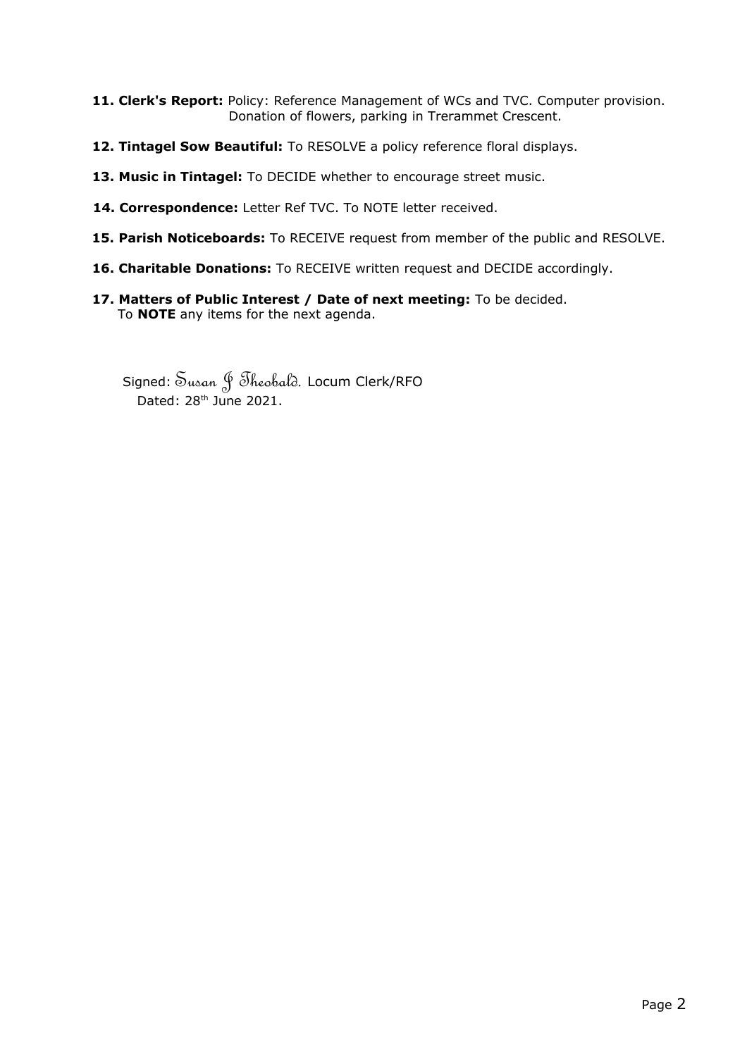**11. Clerk's Report:** Policy: Reference Management of WCs and TVC. Computer provision. Donation of flowers, parking in Trerammet Crescent.

**12. Tintagel Sow Beautiful:** To RESOLVE a policy reference floral displays.

**13. Music in Tintagel:** To DECIDE whether to encourage street music.

**14. Correspondence:** Letter Ref TVC. To NOTE letter received.

**15. Parish Noticeboards:** To RECEIVE request from member of the public and RESOLVE.

**16. Charitable Donations:** To RECEIVE written request and DECIDE accordingly.

**17. Matters of Public Interest / Date of next meeting:** To be decided.
To **NOTE** any items for the next agenda.

Signed: Susan J Theobald. Locum Clerk/RFO
Dated: 28th June 2021.